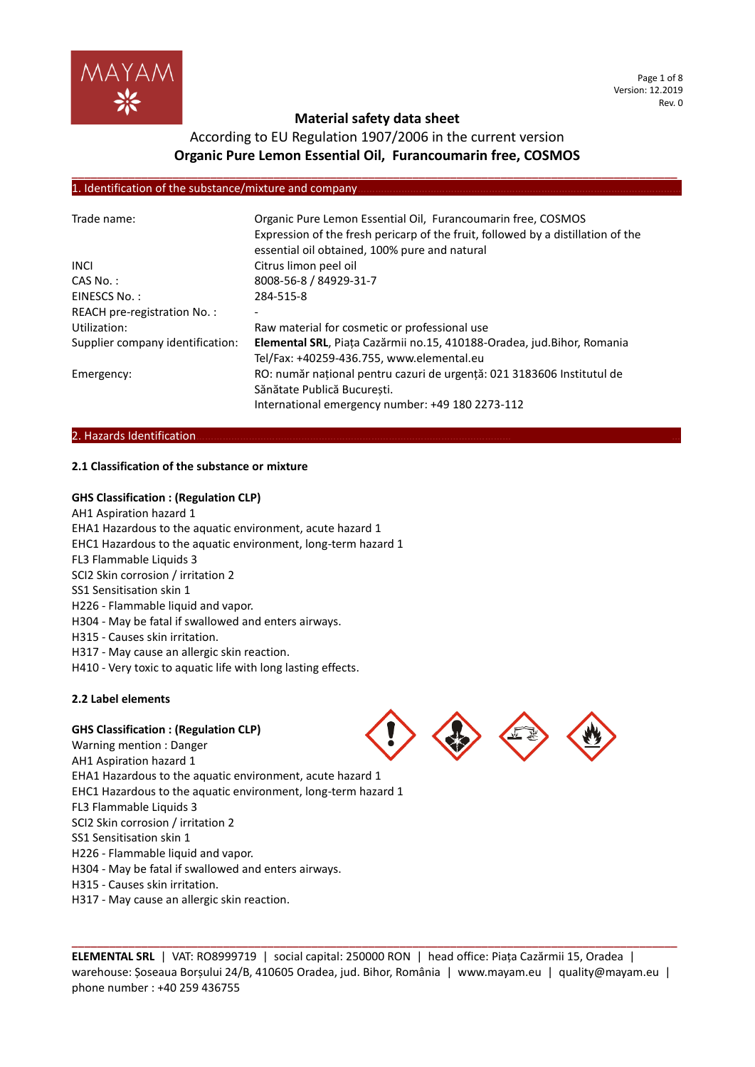# Material safety data sheet

According to EU Regulation 1907/2006 in the current version

**Organic Pure Lemon Essential Oil, Furancoumarin free, COSMOS**

## 1. Identification of the substance/mixture and company

| | |
|---|---|
| Trade name: | Organic Pure Lemon Essential Oil, Furancoumarin free, COSMOS<br>Expression of the fresh pericarp of the fruit, followed by a distillation of the essential oil obtained, 100% pure and natural |
| INCI | Citrus limon peel oil |
| CAS No. : | 8008-56-8 / 84929-31-7 |
| EINESCS No. : | 284-515-8 |
| REACH pre-registration No. : | - |
| Utilization: | Raw material for cosmetic or professional use |
| Supplier company identification: | **Elemental SRL**, Piața Cazărmii no.15, 410188-Oradea, jud.Bihor, Romania<br>Tel/Fax: +40259-436.755, www.elemental.eu |
| Emergency: | RO: număr național pentru cazuri de urgență: 021 3183606 Institutul de Sănătate Publică București.<br>International emergency number: +49 180 2273-112 |

## 2. Hazards Identification

### 2.1 Classification of the substance or mixture

**GHS Classification : (Regulation CLP)**

AH1 Aspiration hazard 1
EHA1 Hazardous to the aquatic environment, acute hazard 1
EHC1 Hazardous to the aquatic environment, long-term hazard 1
FL3 Flammable Liquids 3
SCI2 Skin corrosion / irritation 2
SS1 Sensitisation skin 1
H226 - Flammable liquid and vapor.
H304 - May be fatal if swallowed and enters airways.
H315 - Causes skin irritation.
H317 - May cause an allergic skin reaction.
H410 - Very toxic to aquatic life with long lasting effects.

### 2.2 Label elements

**GHS Classification : (Regulation CLP)**

Warning mention : Danger
AH1 Aspiration hazard 1
EHA1 Hazardous to the aquatic environment, acute hazard 1
EHC1 Hazardous to the aquatic environment, long-term hazard 1
FL3 Flammable Liquids 3
SCI2 Skin corrosion / irritation 2
SS1 Sensitisation skin 1
H226 - Flammable liquid and vapor.
H304 - May be fatal if swallowed and enters airways.
H315 - Causes skin irritation.
H317 - May cause an allergic skin reaction.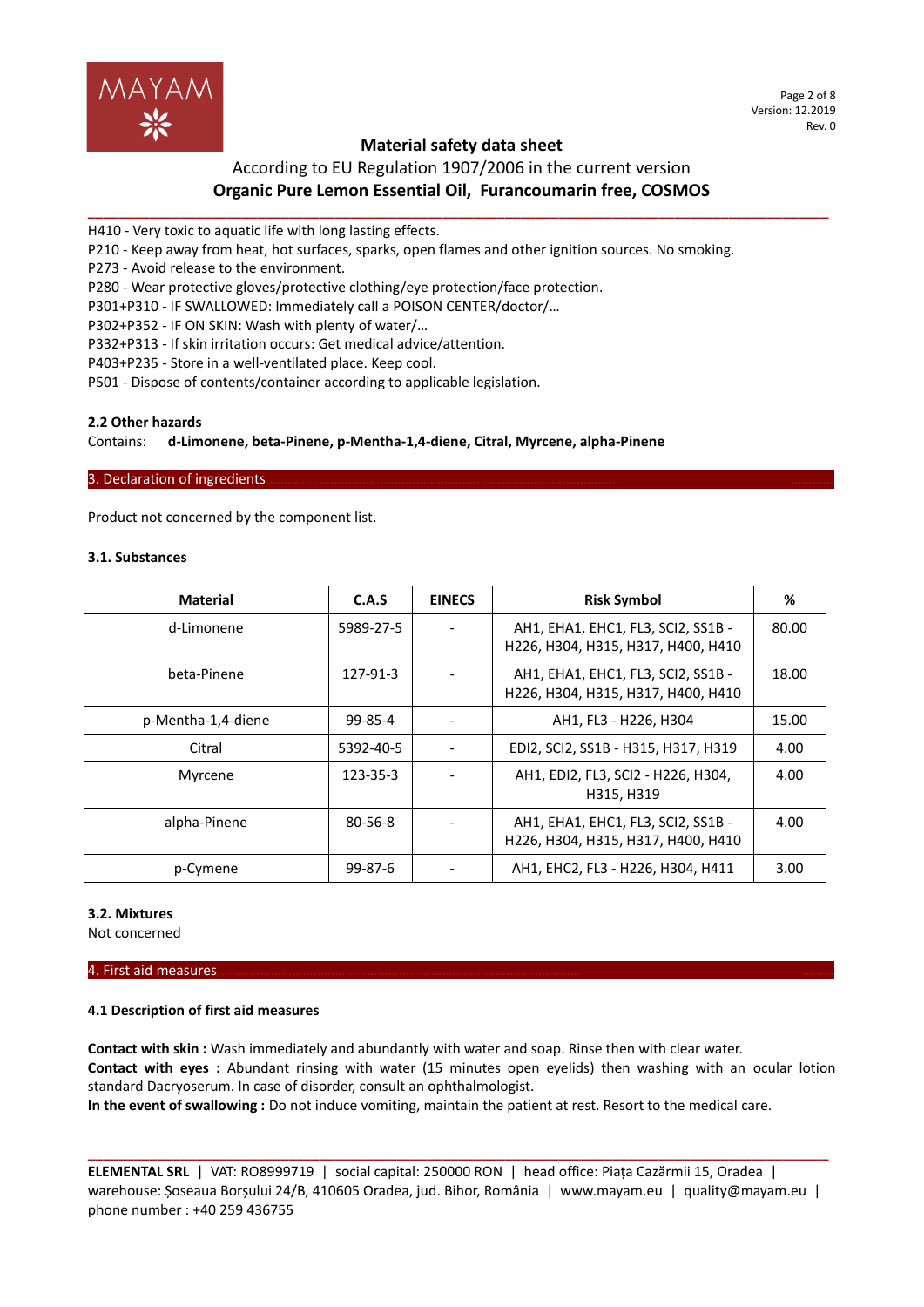H410 - Very toxic to aquatic life with long lasting effects.
P210 - Keep away from heat, hot surfaces, sparks, open flames and other ignition sources. No smoking.
P273 - Avoid release to the environment.
P280 - Wear protective gloves/protective clothing/eye protection/face protection.
P301+P310 - IF SWALLOWED: Immediately call a POISON CENTER/doctor/…
P302+P352 - IF ON SKIN: Wash with plenty of water/…
P332+P313 - If skin irritation occurs: Get medical advice/attention.
P403+P235 - Store in a well-ventilated place. Keep cool.
P501 - Dispose of contents/container according to applicable legislation.

### 2.2 Other hazards

Contains: **d-Limonene, beta-Pinene, p-Mentha-1,4-diene, Citral, Myrcene, alpha-Pinene**

## 3. Declaration of ingredients

Product not concerned by the component list.

### 3.1. Substances

| Material | C.A.S | EINECS | Risk Symbol | % |
|---|---|---|---|---|
| d-Limonene | 5989-27-5 | - | AH1, EHA1, EHC1, FL3, SCI2, SS1B - H226, H304, H315, H317, H400, H410 | 80.00 |
| beta-Pinene | 127-91-3 | - | AH1, EHA1, EHC1, FL3, SCI2, SS1B - H226, H304, H315, H317, H400, H410 | 18.00 |
| p-Mentha-1,4-diene | 99-85-4 | - | AH1, FL3 - H226, H304 | 15.00 |
| Citral | 5392-40-5 | - | EDI2, SCI2, SS1B - H315, H317, H319 | 4.00 |
| Myrcene | 123-35-3 | - | AH1, EDI2, FL3, SCI2 - H226, H304, H315, H319 | 4.00 |
| alpha-Pinene | 80-56-8 | - | AH1, EHA1, EHC1, FL3, SCI2, SS1B - H226, H304, H315, H317, H400, H410 | 4.00 |
| p-Cymene | 99-87-6 | - | AH1, EHC2, FL3 - H226, H304, H411 | 3.00 |

### 3.2. Mixtures

Not concerned

## 4. First aid measures

### 4.1 Description of first aid measures

**Contact with skin :** Wash immediately and abundantly with water and soap. Rinse then with clear water.
**Contact with eyes :** Abundant rinsing with water (15 minutes open eyelids) then washing with an ocular lotion standard Dacryoserum. In case of disorder, consult an ophthalmologist.
**In the event of swallowing :** Do not induce vomiting, maintain the patient at rest. Resort to the medical care.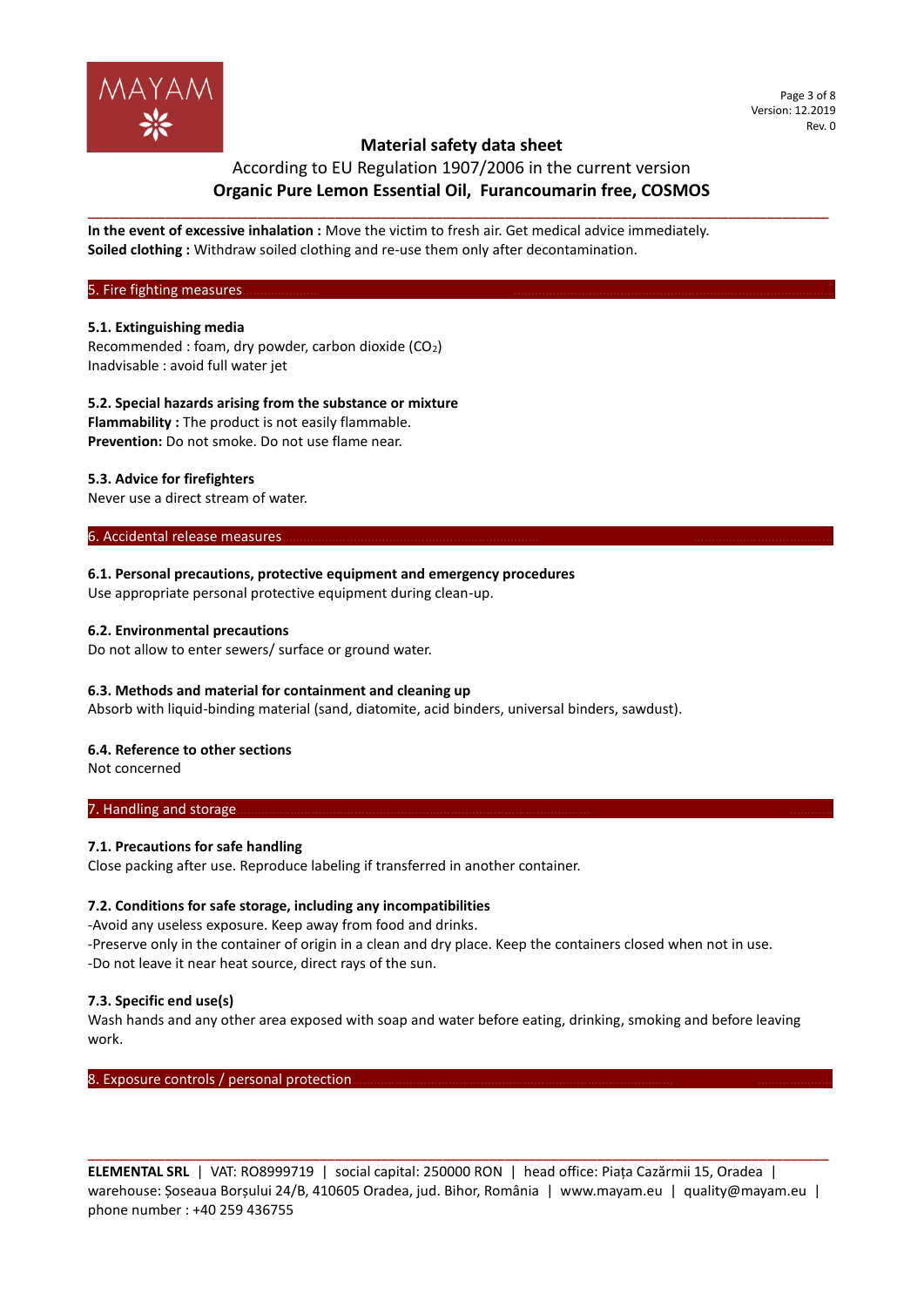**In the event of excessive inhalation :** Move the victim to fresh air. Get medical advice immediately.
**Soiled clothing :** Withdraw soiled clothing and re-use them only after decontamination.

## 5. Fire fighting measures

### 5.1. Extinguishing media

Recommended : foam, dry powder, carbon dioxide ($CO_2$)
Inadvisable : avoid full water jet

### 5.2. Special hazards arising from the substance or mixture

**Flammability :** The product is not easily flammable.
**Prevention:** Do not smoke. Do not use flame near.

### 5.3. Advice for firefighters

Never use a direct stream of water.

## 6. Accidental release measures

### 6.1. Personal precautions, protective equipment and emergency procedures

Use appropriate personal protective equipment during clean-up.

### 6.2. Environmental precautions

Do not allow to enter sewers/ surface or ground water.

### 6.3. Methods and material for containment and cleaning up

Absorb with liquid-binding material (sand, diatomite, acid binders, universal binders, sawdust).

### 6.4. Reference to other sections

Not concerned

## 7. Handling and storage

### 7.1. Precautions for safe handling

Close packing after use. Reproduce labeling if transferred in another container.

### 7.2. Conditions for safe storage, including any incompatibilities

-Avoid any useless exposure. Keep away from food and drinks.
-Preserve only in the container of origin in a clean and dry place. Keep the containers closed when not in use.
-Do not leave it near heat source, direct rays of the sun.

### 7.3. Specific end use(s)

Wash hands and any other area exposed with soap and water before eating, drinking, smoking and before leaving work.

## 8. Exposure controls / personal protection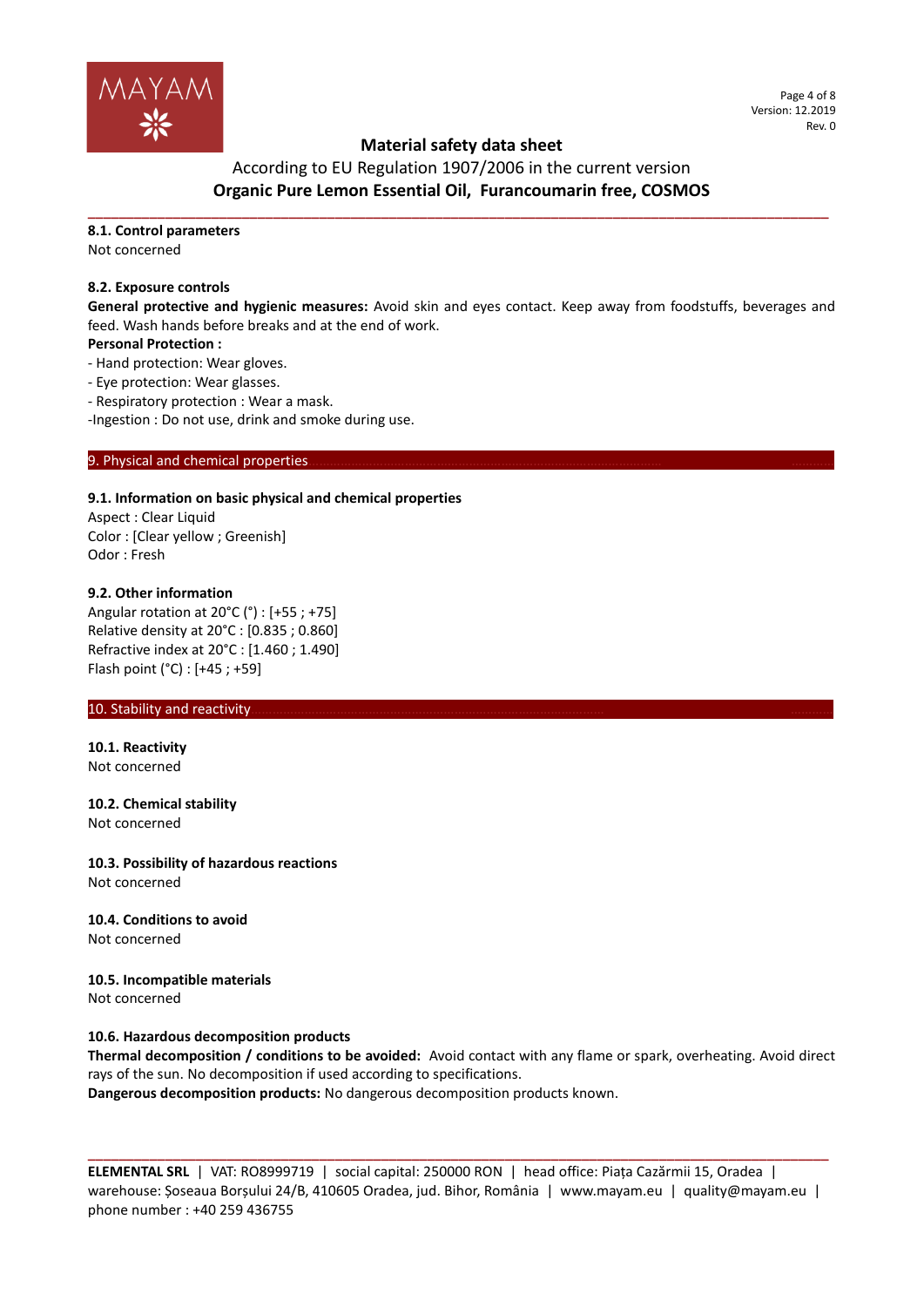## 8.1. Control parameters

Not concerned

## 8.2. Exposure controls

**General protective and hygienic measures:** Avoid skin and eyes contact. Keep away from foodstuffs, beverages and feed. Wash hands before breaks and at the end of work.

**Personal Protection :**

- Hand protection: Wear gloves.
- Eye protection: Wear glasses.
- Respiratory protection : Wear a mask.

-Ingestion : Do not use, drink and smoke during use.

# 9. Physical and chemical properties

## 9.1. Information on basic physical and chemical properties

Aspect : Clear Liquid
Color : [Clear yellow ; Greenish]
Odor : Fresh

## 9.2. Other information

Angular rotation at 20°C (°) : [+55 ; +75]
Relative density at 20°C : [0.835 ; 0.860]
Refractive index at 20°C : [1.460 ; 1.490]
Flash point (°C) : [+45 ; +59]

# 10. Stability and reactivity

## 10.1. Reactivity

Not concerned

## 10.2. Chemical stability

Not concerned

## 10.3. Possibility of hazardous reactions

Not concerned

## 10.4. Conditions to avoid

Not concerned

## 10.5. Incompatible materials

Not concerned

## 10.6. Hazardous decomposition products

**Thermal decomposition / conditions to be avoided:** Avoid contact with any flame or spark, overheating. Avoid direct rays of the sun. No decomposition if used according to specifications.

**Dangerous decomposition products:** No dangerous decomposition products known.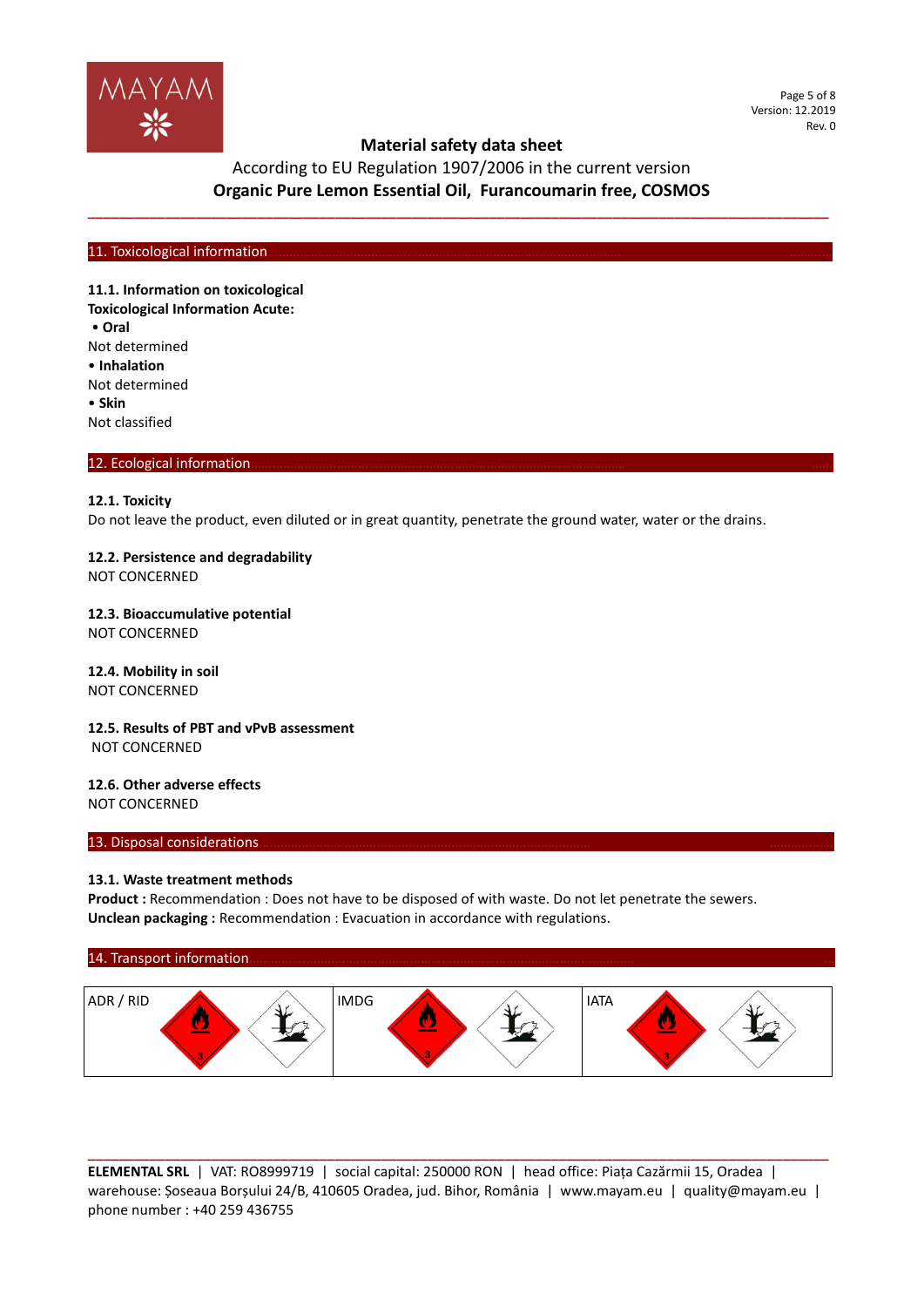## 11. Toxicological information

**11.1. Information on toxicological**

**Toxicological Information Acute:**

- **Oral**

Not determined

- **Inhalation**

Not determined

- **Skin**

Not classified

## 12. Ecological information

**12.1. Toxicity**

Do not leave the product, even diluted or in great quantity, penetrate the ground water, water or the drains.

**12.2. Persistence and degradability**

NOT CONCERNED

**12.3. Bioaccumulative potential**

NOT CONCERNED

**12.4. Mobility in soil**

NOT CONCERNED

**12.5. Results of PBT and vPvB assessment**

NOT CONCERNED

**12.6. Other adverse effects**

NOT CONCERNED

## 13. Disposal considerations

**13.1. Waste treatment methods**

**Product :** Recommendation : Does not have to be disposed of with waste. Do not let penetrate the sewers.

**Unclean packaging :** Recommendation : Evacuation in accordance with regulations.

## 14. Transport information

| ADR / RID | IMDG | IATA |
|---|---|---|
| 3 | 3 | 3 |

**ELEMENTAL SRL** | VAT: RO8999719 | social capital: 250000 RON | head office: Piața Cazărmii 15, Oradea | warehouse: Șoseaua Borșului 24/B, 410605 Oradea, jud. Bihor, România | www.mayam.eu | quality@mayam.eu | phone number : +40 259 436755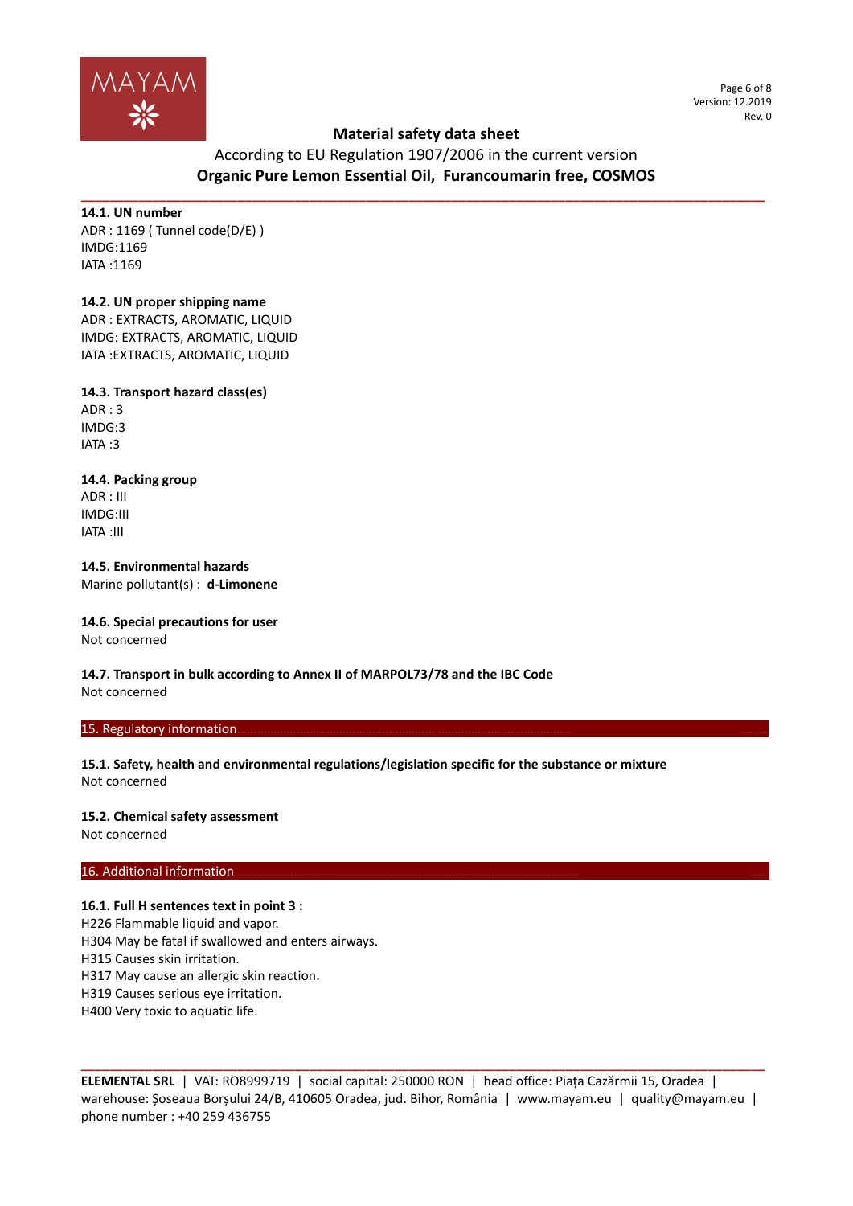### 14.1. UN number

ADR : 1169 ( Tunnel code(D/E) )
IMDG:1169
IATA :1169

### 14.2. UN proper shipping name

ADR : EXTRACTS, AROMATIC, LIQUID
IMDG: EXTRACTS, AROMATIC, LIQUID
IATA :EXTRACTS, AROMATIC, LIQUID

### 14.3. Transport hazard class(es)

ADR : 3
IMDG:3
IATA :3

### 14.4. Packing group

ADR : III
IMDG:III
IATA :III

### 14.5. Environmental hazards

Marine pollutant(s) : **d-Limonene**

### 14.6. Special precautions for user

Not concerned

### 14.7. Transport in bulk according to Annex II of MARPOL73/78 and the IBC Code

Not concerned

## 15. Regulatory information

### 15.1. Safety, health and environmental regulations/legislation specific for the substance or mixture

Not concerned

### 15.2. Chemical safety assessment

Not concerned

## 16. Additional information

### 16.1. Full H sentences text in point 3 :

H226 Flammable liquid and vapor.
H304 May be fatal if swallowed and enters airways.
H315 Causes skin irritation.
H317 May cause an allergic skin reaction.
H319 Causes serious eye irritation.
H400 Very toxic to aquatic life.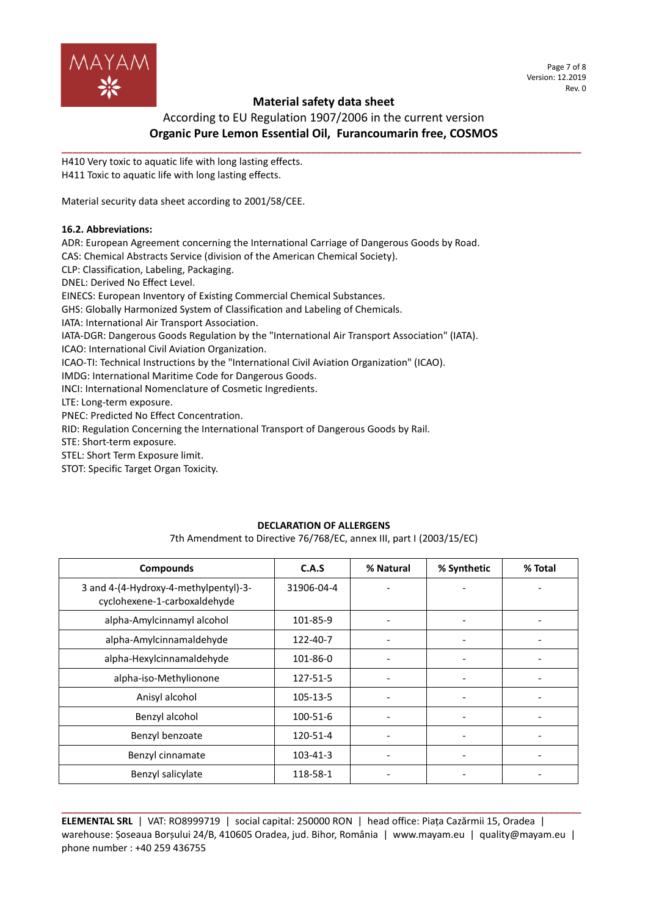H410 Very toxic to aquatic life with long lasting effects.
H411 Toxic to aquatic life with long lasting effects.

Material security data sheet according to 2001/58/CEE.

**16.2. Abbreviations:**

ADR: European Agreement concerning the International Carriage of Dangerous Goods by Road.
CAS: Chemical Abstracts Service (division of the American Chemical Society).
CLP: Classification, Labeling, Packaging.
DNEL: Derived No Effect Level.
EINECS: European Inventory of Existing Commercial Chemical Substances.
GHS: Globally Harmonized System of Classification and Labeling of Chemicals.
IATA: International Air Transport Association.
IATA-DGR: Dangerous Goods Regulation by the "International Air Transport Association" (IATA).
ICAO: International Civil Aviation Organization.
ICAO-TI: Technical Instructions by the "International Civil Aviation Organization" (ICAO).
IMDG: International Maritime Code for Dangerous Goods.
INCI: International Nomenclature of Cosmetic Ingredients.
LTE: Long-term exposure.
PNEC: Predicted No Effect Concentration.
RID: Regulation Concerning the International Transport of Dangerous Goods by Rail.
STE: Short-term exposure.
STEL: Short Term Exposure limit.
STOT: Specific Target Organ Toxicity.

**DECLARATION OF ALLERGENS**

7th Amendment to Directive 76/768/EC, annex III, part I (2003/15/EC)

| Compounds | C.A.S | % Natural | % Synthetic | % Total |
|---|---|---|---|---|
| 3 and 4-(4-Hydroxy-4-methylpentyl)-3-cyclohexene-1-carboxaldehyde | 31906-04-4 | - | - | - |
| alpha-Amylcinnamyl alcohol | 101-85-9 | - | - | - |
| alpha-Amylcinnamaldehyde | 122-40-7 | - | - | - |
| alpha-Hexylcinnamaldehyde | 101-86-0 | - | - | - |
| alpha-iso-Methylionone | 127-51-5 | - | - | - |
| Anisyl alcohol | 105-13-5 | - | - | - |
| Benzyl alcohol | 100-51-6 | - | - | - |
| Benzyl benzoate | 120-51-4 | - | - | - |
| Benzyl cinnamate | 103-41-3 | - | - | - |
| Benzyl salicylate | 118-58-1 | - | - | - |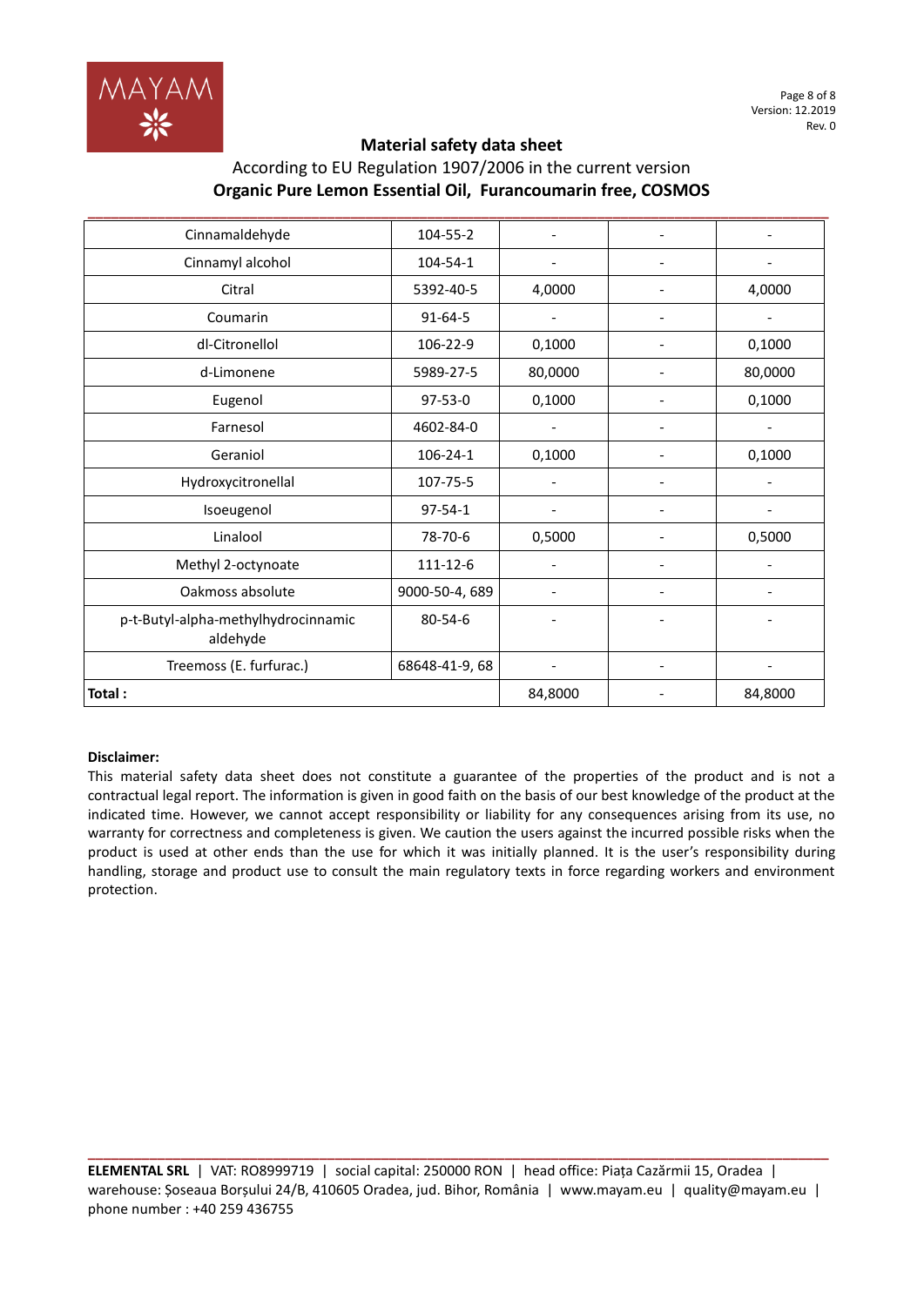| | | | | |
|---|---|---|---|---|
| Cinnamaldehyde | 104-55-2 | - | - | - |
| Cinnamyl alcohol | 104-54-1 | - | - | - |
| Citral | 5392-40-5 | 4,0000 | - | 4,0000 |
| Coumarin | 91-64-5 | - | - | - |
| dl-Citronellol | 106-22-9 | 0,1000 | - | 0,1000 |
| d-Limonene | 5989-27-5 | 80,0000 | - | 80,0000 |
| Eugenol | 97-53-0 | 0,1000 | - | 0,1000 |
| Farnesol | 4602-84-0 | - | - | - |
| Geraniol | 106-24-1 | 0,1000 | - | 0,1000 |
| Hydroxycitronellal | 107-75-5 | - | - | - |
| Isoeugenol | 97-54-1 | - | - | - |
| Linalool | 78-70-6 | 0,5000 | - | 0,5000 |
| Methyl 2-octynoate | 111-12-6 | - | - | - |
| Oakmoss absolute | 9000-50-4, 689 | - | - | - |
| p-t-Butyl-alpha-methylhydrocinnamic aldehyde | 80-54-6 | - | - | - |
| Treemoss (E. furfurac.) | 68648-41-9, 68 | - | - | - |
| **Total :** | | 84,8000 | - | 84,8000 |

**Disclaimer:**
This material safety data sheet does not constitute a guarantee of the properties of the product and is not a contractual legal report. The information is given in good faith on the basis of our best knowledge of the product at the indicated time. However, we cannot accept responsibility or liability for any consequences arising from its use, no warranty for correctness and completeness is given. We caution the users against the incurred possible risks when the product is used at other ends than the use for which it was initially planned. It is the user's responsibility during handling, storage and product use to consult the main regulatory texts in force regarding workers and environment protection.